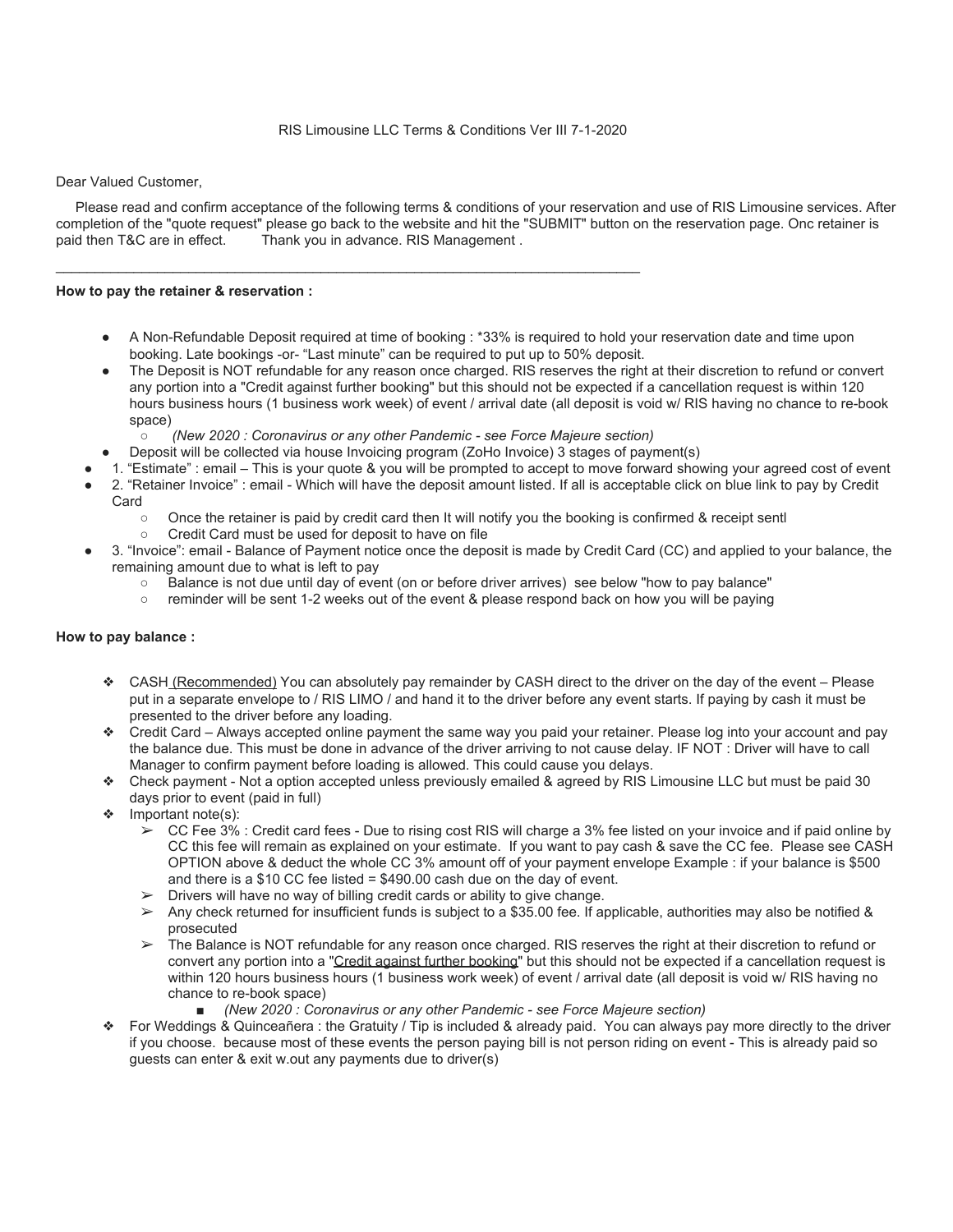RIS Limousine LLC Terms & Conditions Ver III 7-1-2020

Dear Valued Customer,

Please read and confirm acceptance of the following terms & conditions of your reservation and use of RIS Limousine services. After completion of the "quote request" please go back to the website and hit the "SUBMIT" button on the reservation page. Onc retainer is paid then T&C are in effect. Thank you in advance. RIS Management .

---

**How to pay the retainer & reservation :**

- A Non-Refundable Deposit required at time of booking : *33% is required to hold your reservation date and time upon booking. Late bookings -or- "Last minute" can be required to put up to 50% deposit.
- The Deposit is NOT refundable for any reason once charged. RIS reserves the right at their discretion to refund or convert any portion into a "Credit against further booking" but this should not be expected if a cancellation request is within 120 hours business hours (1 business work week) of event / arrival date (all deposit is void w/ RIS having no chance to re-book space)
  - *(New 2020 : Coronavirus or any other Pandemic - see Force Majeure section)*
- Deposit will be collected via house Invoicing program (ZoHo Invoice) 3 stages of payment(s)
- 1. "Estimate" : email – This is your quote & you will be prompted to accept to move forward showing your agreed cost of event
- 2. "Retainer Invoice" : email - Which will have the deposit amount listed. If all is acceptable click on blue link to pay by Credit Card
  - Once the retainer is paid by credit card then It will notify you the booking is confirmed & receipt sentl
  - Credit Card must be used for deposit to have on file
- 3. "Invoice": email - Balance of Payment notice once the deposit is made by Credit Card (CC) and applied to your balance, the remaining amount due to what is left to pay
  - Balance is not due until day of event (on or before driver arrives) see below "how to pay balance"
  - reminder will be sent 1-2 weeks out of the event & please respond back on how you will be paying

**How to pay balance :**

- CASH (Recommended) You can absolutely pay remainder by CASH direct to the driver on the day of the event – Please put in a separate envelope to / RIS LIMO / and hand it to the driver before any event starts. If paying by cash it must be presented to the driver before any loading.
- Credit Card – Always accepted online payment the same way you paid your retainer. Please log into your account and pay the balance due. This must be done in advance of the driver arriving to not cause delay. IF NOT : Driver will have to call Manager to confirm payment before loading is allowed. This could cause you delays.
- Check payment - Not a option accepted unless previously emailed & agreed by RIS Limousine LLC but must be paid 30 days prior to event (paid in full)
- Important note(s):
  - CC Fee 3% : Credit card fees - Due to rising cost RIS will charge a 3% fee listed on your invoice and if paid online by CC this fee will remain as explained on your estimate. If you want to pay cash & save the CC fee. Please see CASH OPTION above & deduct the whole CC 3% amount off of your payment envelope Example : if your balance is $500 and there is a $10 CC fee listed = $490.00 cash due on the day of event.
  - Drivers will have no way of billing credit cards or ability to give change.
  - Any check returned for insufficient funds is subject to a $35.00 fee. If applicable, authorities may also be notified & prosecuted
  - The Balance is NOT refundable for any reason once charged. RIS reserves the right at their discretion to refund or convert any portion into a "Credit against further booking" but this should not be expected if a cancellation request is within 120 hours business hours (1 business work week) of event / arrival date (all deposit is void w/ RIS having no chance to re-book space)
    - *(New 2020 : Coronavirus or any other Pandemic - see Force Majeure section)*
- For Weddings & Quinceañera : the Gratuity / Tip is included & already paid. You can always pay more directly to the driver if you choose. because most of these events the person paying bill is not person riding on event - This is already paid so guests can enter & exit w.out any payments due to driver(s)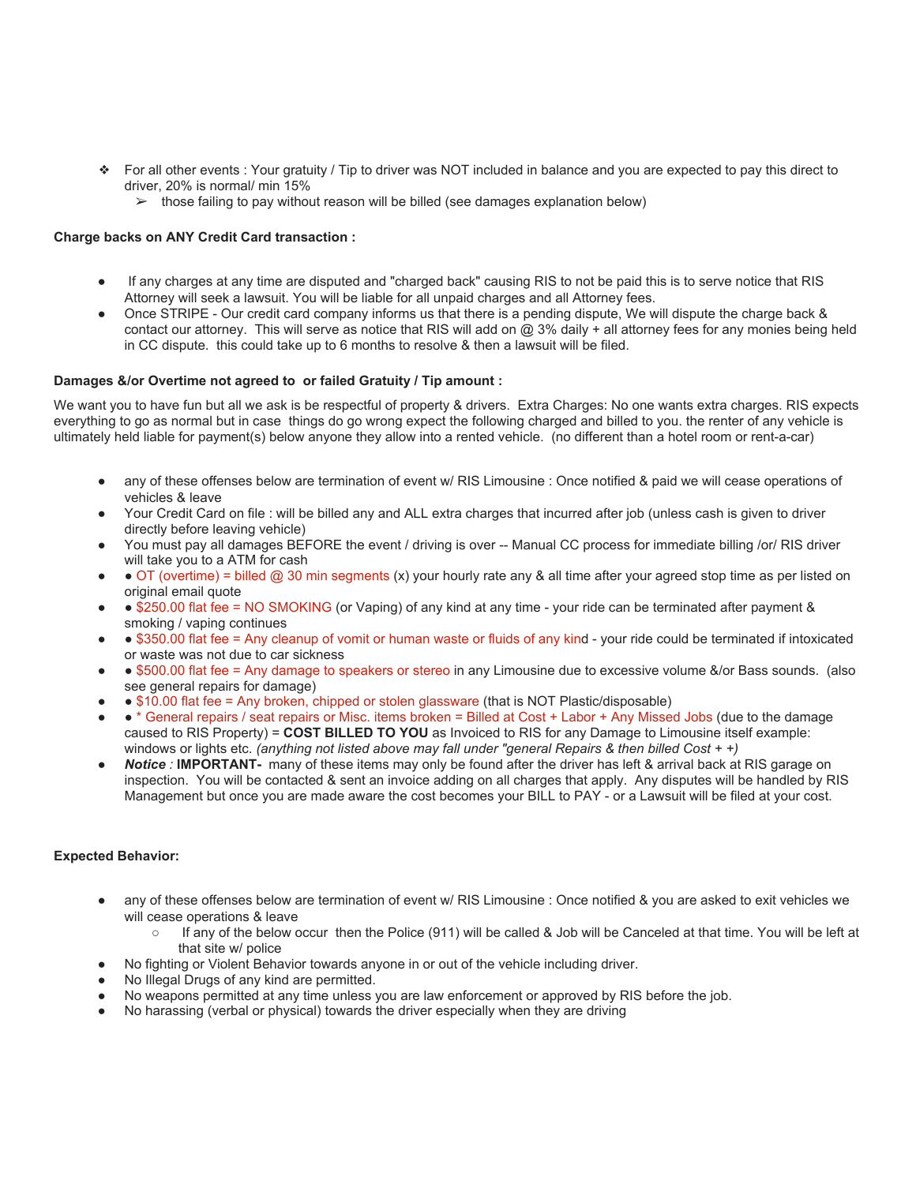- For all other events : Your gratuity / Tip to driver was NOT included in balance and you are expected to pay this direct to driver, 20% is normal/ min 15%
  - those failing to pay without reason will be billed (see damages explanation below)

**Charge backs on ANY Credit Card transaction :**

- If any charges at any time are disputed and "charged back" causing RIS to not be paid this is to serve notice that RIS Attorney will seek a lawsuit. You will be liable for all unpaid charges and all Attorney fees.
- Once STRIPE - Our credit card company informs us that there is a pending dispute, We will dispute the charge back & contact our attorney. This will serve as notice that RIS will add on @ 3% daily + all attorney fees for any monies being held in CC dispute. this could take up to 6 months to resolve & then a lawsuit will be filed.

**Damages &/or Overtime not agreed to or failed Gratuity / Tip amount :**

We want you to have fun but all we ask is be respectful of property & drivers. Extra Charges: No one wants extra charges. RIS expects everything to go as normal but in case things do go wrong expect the following charged and billed to you. the renter of any vehicle is ultimately held liable for payment(s) below anyone they allow into a rented vehicle. (no different than a hotel room or rent-a-car)

- any of these offenses below are termination of event w/ RIS Limousine : Once notified & paid we will cease operations of vehicles & leave
- Your Credit Card on file : will be billed any and ALL extra charges that incurred after job (unless cash is given to driver directly before leaving vehicle)
- You must pay all damages BEFORE the event / driving is over -- Manual CC process for immediate billing /or/ RIS driver will take you to a ATM for cash
- ● OT (overtime) = billed @ 30 min segments (x) your hourly rate any & all time after your agreed stop time as per listed on original email quote
- ● $250.00 flat fee = NO SMOKING (or Vaping) of any kind at any time - your ride can be terminated after payment & smoking / vaping continues
- ● $350.00 flat fee = Any cleanup of vomit or human waste or fluids of any kind - your ride could be terminated if intoxicated or waste was not due to car sickness
- ● $500.00 flat fee = Any damage to speakers or stereo in any Limousine due to excessive volume &/or Bass sounds. (also see general repairs for damage)
- ● $10.00 flat fee = Any broken, chipped or stolen glassware (that is NOT Plastic/disposable)
- ● * General repairs / seat repairs or Misc. items broken = Billed at Cost + Labor + Any Missed Jobs (due to the damage caused to RIS Property) = **COST BILLED TO YOU** as Invoiced to RIS for any Damage to Limousine itself example: windows or lights etc. *(anything not listed above may fall under "general Repairs & then billed Cost + +)*
- ***Notice*** *:* **IMPORTANT-** many of these items may only be found after the driver has left & arrival back at RIS garage on inspection. You will be contacted & sent an invoice adding on all charges that apply. Any disputes will be handled by RIS Management but once you are made aware the cost becomes your BILL to PAY - or a Lawsuit will be filed at your cost.

**Expected Behavior:**

- any of these offenses below are termination of event w/ RIS Limousine : Once notified & you are asked to exit vehicles we will cease operations & leave
  - If any of the below occur then the Police (911) will be called & Job will be Canceled at that time. You will be left at that site w/ police
- No fighting or Violent Behavior towards anyone in or out of the vehicle including driver.
- No Illegal Drugs of any kind are permitted.
- No weapons permitted at any time unless you are law enforcement or approved by RIS before the job.
- No harassing (verbal or physical) towards the driver especially when they are driving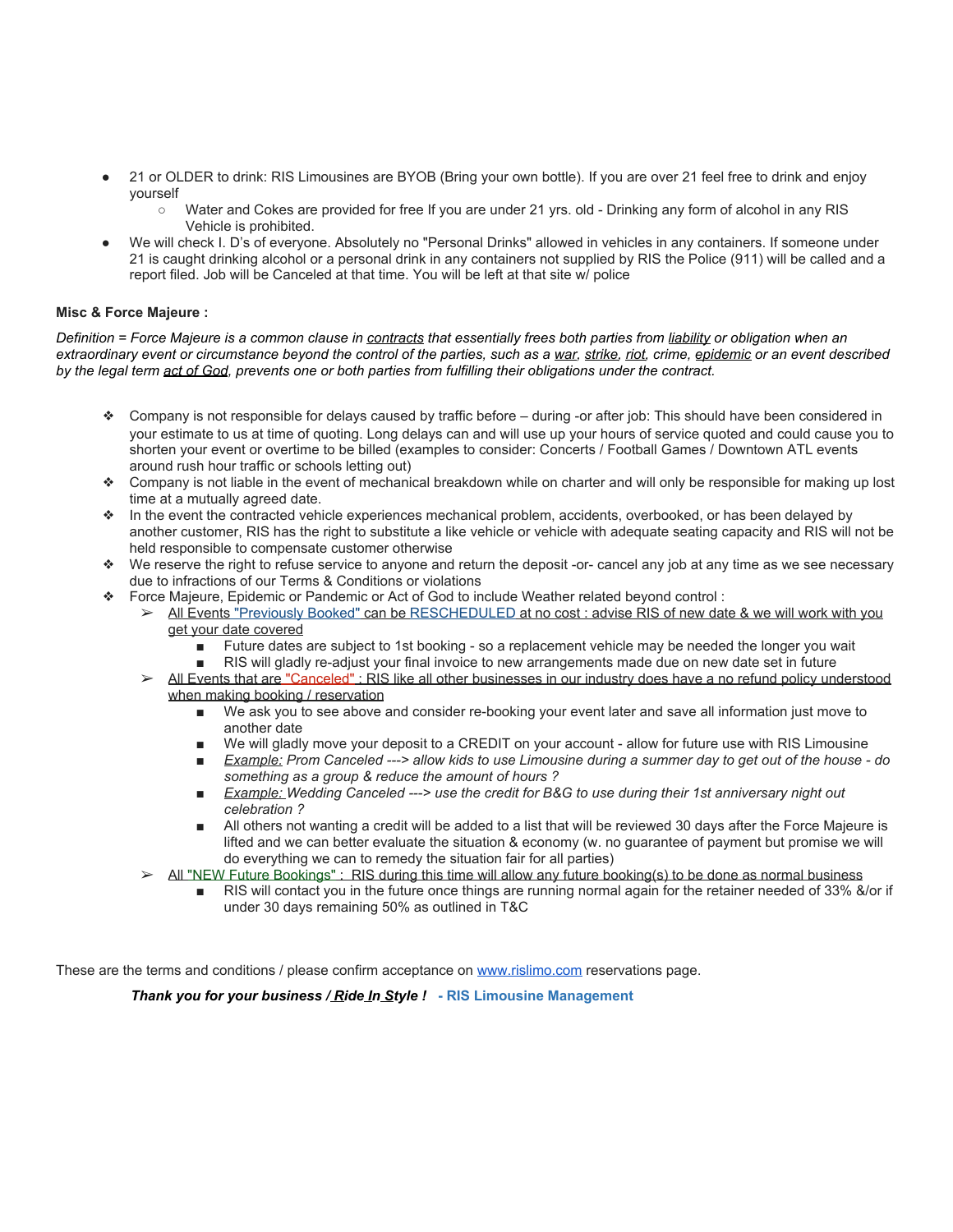- 21 or OLDER to drink: RIS Limousines are BYOB (Bring your own bottle). If you are over 21 feel free to drink and enjoy yourself
  - Water and Cokes are provided for free If you are under 21 yrs. old - Drinking any form of alcohol in any RIS Vehicle is prohibited.
- We will check I. D's of everyone. Absolutely no "Personal Drinks" allowed in vehicles in any containers. If someone under 21 is caught drinking alcohol or a personal drink in any containers not supplied by RIS the Police (911) will be called and a report filed. Job will be Canceled at that time. You will be left at that site w/ police

**Misc & Force Majeure :**

*Definition = Force Majeure is a common clause in contracts that essentially frees both parties from liability or obligation when an extraordinary event or circumstance beyond the control of the parties, such as a war, strike, riot, crime, epidemic or an event described by the legal term act of God, prevents one or both parties from fulfilling their obligations under the contract.*

- Company is not responsible for delays caused by traffic before – during -or after job: This should have been considered in your estimate to us at time of quoting. Long delays can and will use up your hours of service quoted and could cause you to shorten your event or overtime to be billed (examples to consider: Concerts / Football Games / Downtown ATL events around rush hour traffic or schools letting out)
- Company is not liable in the event of mechanical breakdown while on charter and will only be responsible for making up lost time at a mutually agreed date.
- In the event the contracted vehicle experiences mechanical problem, accidents, overbooked, or has been delayed by another customer, RIS has the right to substitute a like vehicle or vehicle with adequate seating capacity and RIS will not be held responsible to compensate customer otherwise
- We reserve the right to refuse service to anyone and return the deposit -or- cancel any job at any time as we see necessary due to infractions of our Terms & Conditions or violations
- Force Majeure, Epidemic or Pandemic or Act of God to include Weather related beyond control :
  - All Events "Previously Booked" can be RESCHEDULED at no cost : advise RIS of new date & we will work with you get your date covered
    - Future dates are subject to 1st booking - so a replacement vehicle may be needed the longer you wait
    - RIS will gladly re-adjust your final invoice to new arrangements made due on new date set in future
  - All Events that are "Canceled" : RIS like all other businesses in our industry does have a no refund policy understood when making booking / reservation
    - We ask you to see above and consider re-booking your event later and save all information just move to another date
    - We will gladly move your deposit to a CREDIT on your account - allow for future use with RIS Limousine
    - *Example: Prom Canceled ---> allow kids to use Limousine during a summer day to get out of the house - do something as a group & reduce the amount of hours ?*
    - *Example: Wedding Canceled ---> use the credit for B&G to use during their 1st anniversary night out celebration ?*
    - All others not wanting a credit will be added to a list that will be reviewed 30 days after the Force Majeure is lifted and we can better evaluate the situation & economy (w. no guarantee of payment but promise we will do everything we can to remedy the situation fair for all parties)
  - All "NEW Future Bookings" : RIS during this time will allow any future booking(s) to be done as normal business
    - RIS will contact you in the future once things are running normal again for the retainer needed of 33% &/or if under 30 days remaining 50% as outlined in T&C

These are the terms and conditions / please confirm acceptance on www.rislimo.com reservations page.

***Thank you for your business / Ride In Style !*** **- RIS Limousine Management**